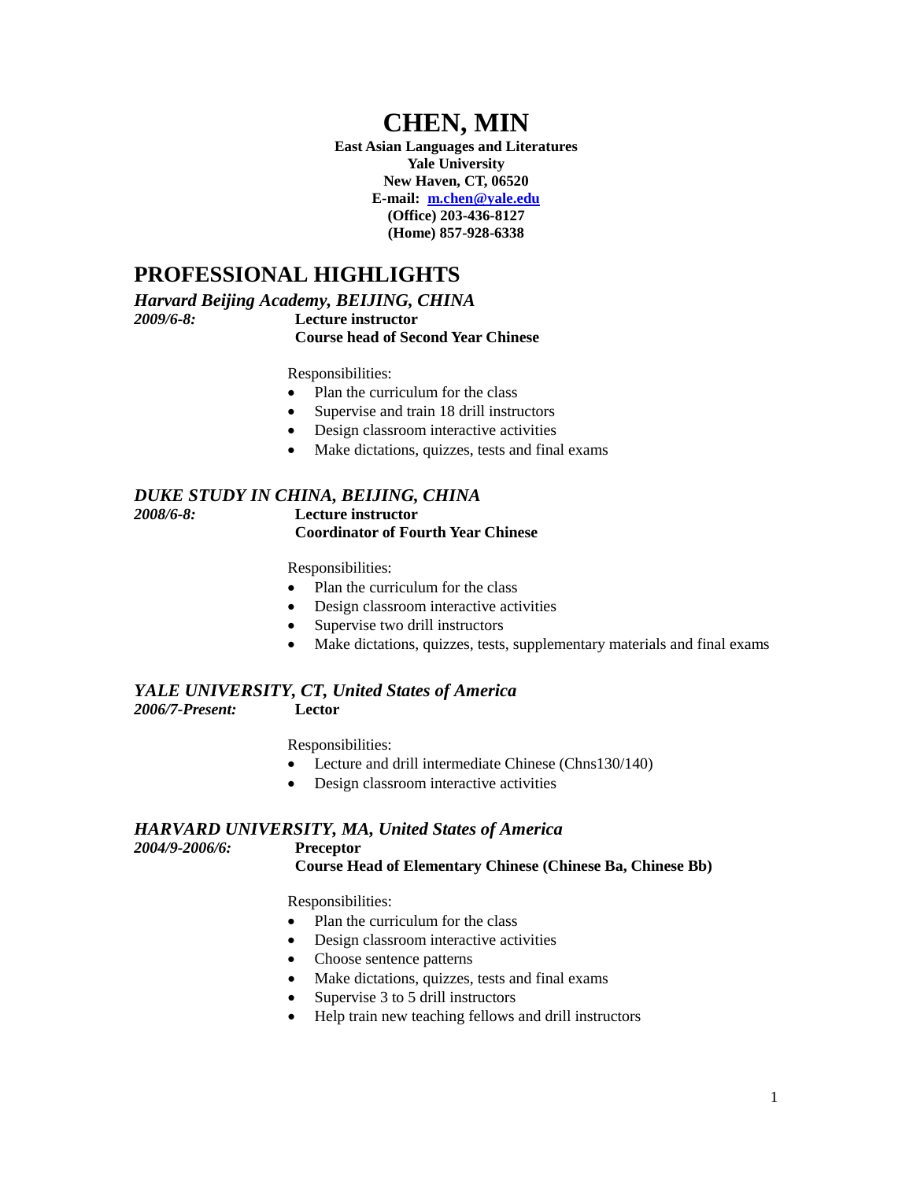# CHEN, MIN

**East Asian Languages and Literatures**
**Yale University**
**New Haven, CT, 06520**
**E-mail: [m.chen@yale.edu](mailto:m.chen@yale.edu)**
**(Office) 203-436-8127**
**(Home) 857-928-6338**

## PROFESSIONAL HIGHLIGHTS

### *Harvard Beijing Academy, BEIJING, CHINA*

***2009/6-8:*** **Lecture instructor**
**Course head of Second Year Chinese**

Responsibilities:

- Plan the curriculum for the class
- Supervise and train 18 drill instructors
- Design classroom interactive activities
- Make dictations, quizzes, tests and final exams

### *DUKE STUDY IN CHINA, BEIJING, CHINA*

***2008/6-8:*** **Lecture instructor**
**Coordinator of Fourth Year Chinese**

Responsibilities:

- Plan the curriculum for the class
- Design classroom interactive activities
- Supervise two drill instructors
- Make dictations, quizzes, tests, supplementary materials and final exams

### *YALE UNIVERSITY, CT, United States of America*

***2006/7-Present:*** **Lector**

Responsibilities:

- Lecture and drill intermediate Chinese (Chns130/140)
- Design classroom interactive activities

### *HARVARD UNIVERSITY, MA, United States of America*

***2004/9-2006/6:*** **Preceptor**
**Course Head of Elementary Chinese (Chinese Ba, Chinese Bb)**

Responsibilities:

- Plan the curriculum for the class
- Design classroom interactive activities
- Choose sentence patterns
- Make dictations, quizzes, tests and final exams
- Supervise 3 to 5 drill instructors
- Help train new teaching fellows and drill instructors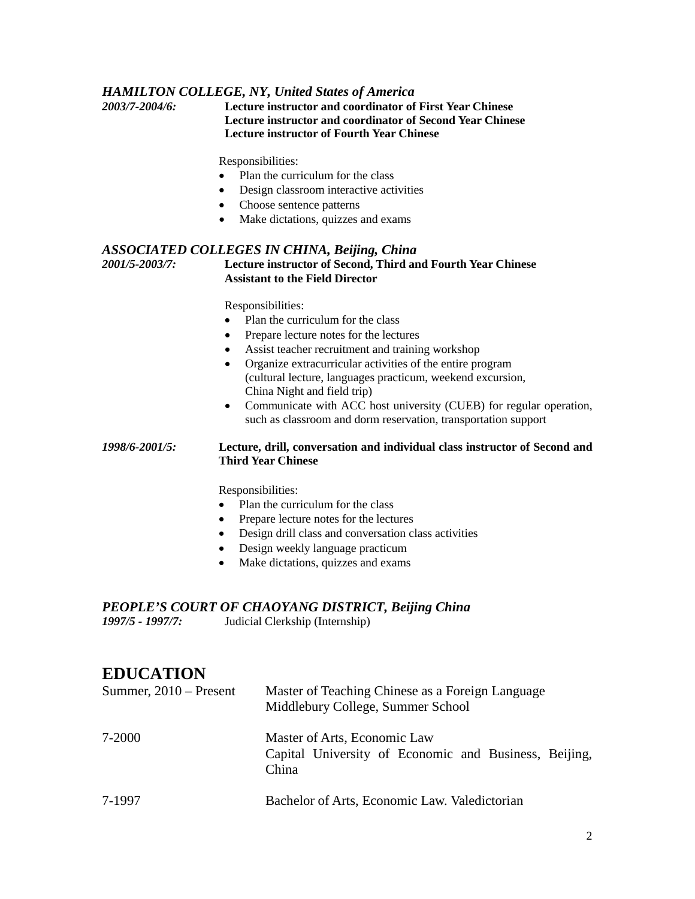### *HAMILTON COLLEGE, NY, United States of America*

***2003/7-2004/6:*** **Lecture instructor and coordinator of First Year Chinese**
**Lecture instructor and coordinator of Second Year Chinese**
**Lecture instructor of Fourth Year Chinese**

Responsibilities:

- Plan the curriculum for the class
- Design classroom interactive activities
- Choose sentence patterns
- Make dictations, quizzes and exams

### *ASSOCIATED COLLEGES IN CHINA, Beijing, China*

***2001/5-2003/7:*** **Lecture instructor of Second, Third and Fourth Year Chinese**
**Assistant to the Field Director**

Responsibilities:

- Plan the curriculum for the class
- Prepare lecture notes for the lectures
- Assist teacher recruitment and training workshop
- Organize extracurricular activities of the entire program (cultural lecture, languages practicum, weekend excursion, China Night and field trip)
- Communicate with ACC host university (CUEB) for regular operation, such as classroom and dorm reservation, transportation support

***1998/6-2001/5:*** **Lecture, drill, conversation and individual class instructor of Second and Third Year Chinese**

Responsibilities:

- Plan the curriculum for the class
- Prepare lecture notes for the lectures
- Design drill class and conversation class activities
- Design weekly language practicum
- Make dictations, quizzes and exams

### *PEOPLE'S COURT OF CHAOYANG DISTRICT, Beijing China*

***1997/5 - 1997/7:*** Judicial Clerkship (Internship)

## EDUCATION

| | |
|---|---|
| Summer, 2010 – Present | Master of Teaching Chinese as a Foreign Language<br>Middlebury College, Summer School |
| 7-2000 | Master of Arts, Economic Law<br>Capital University of Economic and Business, Beijing, China |
| 7-1997 | Bachelor of Arts, Economic Law. Valedictorian |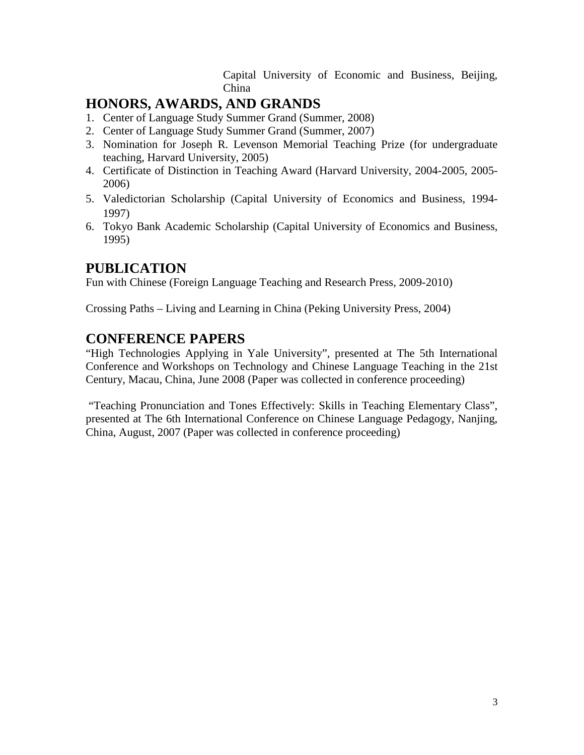Capital University of Economic and Business, Beijing, China

## HONORS, AWARDS, AND GRANDS

1. Center of Language Study Summer Grand (Summer, 2008)
2. Center of Language Study Summer Grand (Summer, 2007)
3. Nomination for Joseph R. Levenson Memorial Teaching Prize (for undergraduate teaching, Harvard University, 2005)
4. Certificate of Distinction in Teaching Award (Harvard University, 2004-2005, 2005-2006)
5. Valedictorian Scholarship (Capital University of Economics and Business, 1994-1997)
6. Tokyo Bank Academic Scholarship (Capital University of Economics and Business, 1995)

## PUBLICATION

Fun with Chinese (Foreign Language Teaching and Research Press, 2009-2010)

Crossing Paths – Living and Learning in China (Peking University Press, 2004)

## CONFERENCE PAPERS

"High Technologies Applying in Yale University", presented at The 5th International Conference and Workshops on Technology and Chinese Language Teaching in the 21st Century, Macau, China, June 2008 (Paper was collected in conference proceeding)

"Teaching Pronunciation and Tones Effectively: Skills in Teaching Elementary Class", presented at The 6th International Conference on Chinese Language Pedagogy, Nanjing, China, August, 2007 (Paper was collected in conference proceeding)